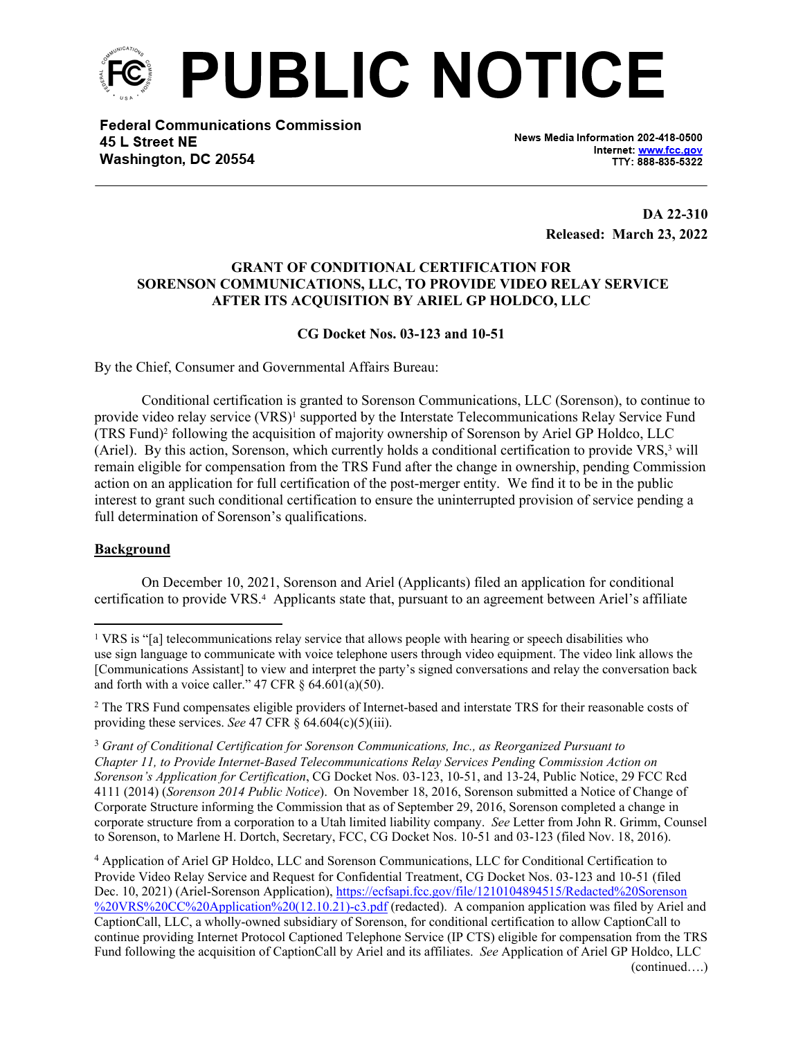# PUBLIC NOTICE

**Federal Communications Commission**
**45 L Street NE**
**Washington, DC 20554**

News Media Information 202-418-0500
Internet: www.fcc.gov
TTY: 888-835-5322

**DA 22-310**
**Released: March 23, 2022**

**GRANT OF CONDITIONAL CERTIFICATION FOR SORENSON COMMUNICATIONS, LLC, TO PROVIDE VIDEO RELAY SERVICE AFTER ITS ACQUISITION BY ARIEL GP HOLDCO, LLC**

**CG Docket Nos. 03-123 and 10-51**

By the Chief, Consumer and Governmental Affairs Bureau:

Conditional certification is granted to Sorenson Communications, LLC (Sorenson), to continue to provide video relay service (VRS)[1] supported by the Interstate Telecommunications Relay Service Fund (TRS Fund)[2] following the acquisition of majority ownership of Sorenson by Ariel GP Holdco, LLC (Ariel). By this action, Sorenson, which currently holds a conditional certification to provide VRS,[3] will remain eligible for compensation from the TRS Fund after the change in ownership, pending Commission action on an application for full certification of the post-merger entity. We find it to be in the public interest to grant such conditional certification to ensure the uninterrupted provision of service pending a full determination of Sorenson's qualifications.

**Background**

On December 10, 2021, Sorenson and Ariel (Applicants) filed an application for conditional certification to provide VRS.[4] Applicants state that, pursuant to an agreement between Ariel's affiliate

---

[1] VRS is "[a] telecommunications relay service that allows people with hearing or speech disabilities who use sign language to communicate with voice telephone users through video equipment. The video link allows the [Communications Assistant] to view and interpret the party's signed conversations and relay the conversation back and forth with a voice caller." 47 CFR § 64.601(a)(50).

[2] The TRS Fund compensates eligible providers of Internet-based and interstate TRS for their reasonable costs of providing these services. *See* 47 CFR § 64.604(c)(5)(iii).

[3] *Grant of Conditional Certification for Sorenson Communications, Inc., as Reorganized Pursuant to Chapter 11, to Provide Internet-Based Telecommunications Relay Services Pending Commission Action on Sorenson's Application for Certification*, CG Docket Nos. 03-123, 10-51, and 13-24, Public Notice, 29 FCC Rcd 4111 (2014) (*Sorenson 2014 Public Notice*). On November 18, 2016, Sorenson submitted a Notice of Change of Corporate Structure informing the Commission that as of September 29, 2016, Sorenson completed a change in corporate structure from a corporation to a Utah limited liability company. *See* Letter from John R. Grimm, Counsel to Sorenson, to Marlene H. Dortch, Secretary, FCC, CG Docket Nos. 10-51 and 03-123 (filed Nov. 18, 2016).

[4] Application of Ariel GP Holdco, LLC and Sorenson Communications, LLC for Conditional Certification to Provide Video Relay Service and Request for Confidential Treatment, CG Docket Nos. 03-123 and 10-51 (filed Dec. 10, 2021) (Ariel-Sorenson Application), https://ecfsapi.fcc.gov/file/1210104894515/Redacted%20Sorenson%20VRS%20CC%20Application%20(12.10.21)-c3.pdf (redacted). A companion application was filed by Ariel and CaptionCall, LLC, a wholly-owned subsidiary of Sorenson, for conditional certification to allow CaptionCall to continue providing Internet Protocol Captioned Telephone Service (IP CTS) eligible for compensation from the TRS Fund following the acquisition of CaptionCall by Ariel and its affiliates. *See* Application of Ariel GP Holdco, LLC (continued….)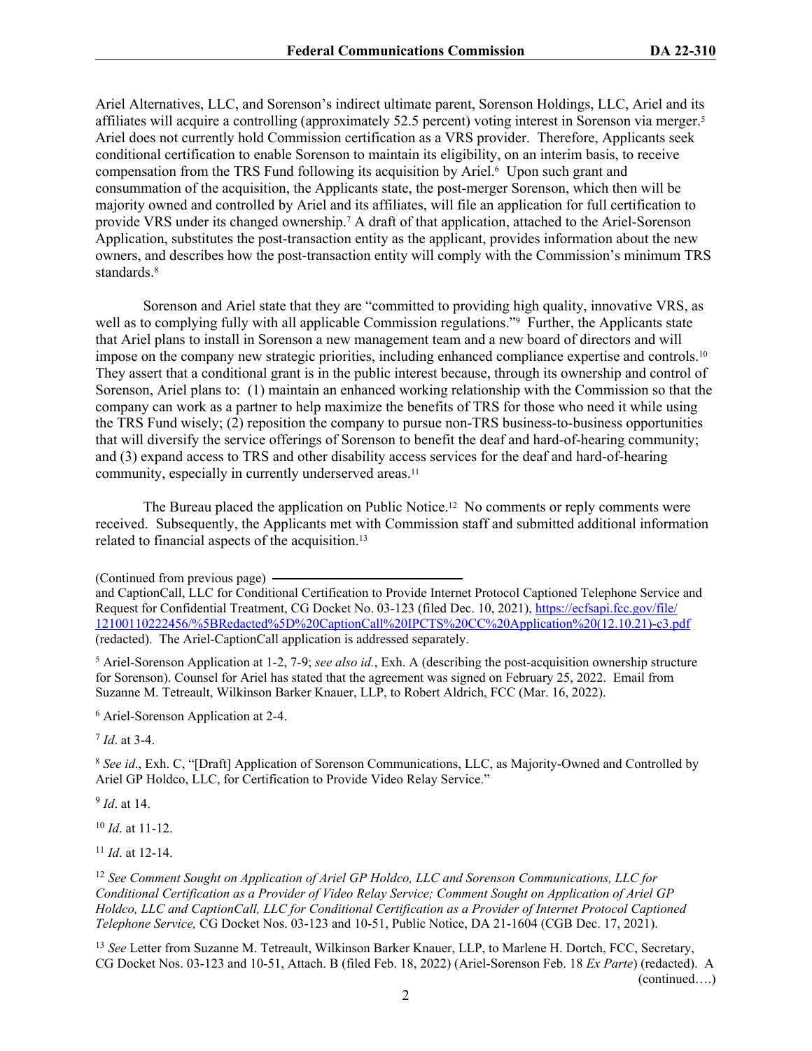Ariel Alternatives, LLC, and Sorenson's indirect ultimate parent, Sorenson Holdings, LLC, Ariel and its affiliates will acquire a controlling (approximately 52.5 percent) voting interest in Sorenson via merger.[5] Ariel does not currently hold Commission certification as a VRS provider. Therefore, Applicants seek conditional certification to enable Sorenson to maintain its eligibility, on an interim basis, to receive compensation from the TRS Fund following its acquisition by Ariel.[6] Upon such grant and consummation of the acquisition, the Applicants state, the post-merger Sorenson, which then will be majority owned and controlled by Ariel and its affiliates, will file an application for full certification to provide VRS under its changed ownership.[7] A draft of that application, attached to the Ariel-Sorenson Application, substitutes the post-transaction entity as the applicant, provides information about the new owners, and describes how the post-transaction entity will comply with the Commission's minimum TRS standards.[8]

Sorenson and Ariel state that they are "committed to providing high quality, innovative VRS, as well as to complying fully with all applicable Commission regulations."[9] Further, the Applicants state that Ariel plans to install in Sorenson a new management team and a new board of directors and will impose on the company new strategic priorities, including enhanced compliance expertise and controls.[10] They assert that a conditional grant is in the public interest because, through its ownership and control of Sorenson, Ariel plans to: (1) maintain an enhanced working relationship with the Commission so that the company can work as a partner to help maximize the benefits of TRS for those who need it while using the TRS Fund wisely; (2) reposition the company to pursue non-TRS business-to-business opportunities that will diversify the service offerings of Sorenson to benefit the deaf and hard-of-hearing community; and (3) expand access to TRS and other disability access services for the deaf and hard-of-hearing community, especially in currently underserved areas.[11]

The Bureau placed the application on Public Notice.[12] No comments or reply comments were received. Subsequently, the Applicants met with Commission staff and submitted additional information related to financial aspects of the acquisition.[13]

(Continued from previous page)

and CaptionCall, LLC for Conditional Certification to Provide Internet Protocol Captioned Telephone Service and Request for Confidential Treatment, CG Docket No. 03-123 (filed Dec. 10, 2021), https://ecfsapi.fcc.gov/file/12100110222456/%5BRedacted%5D%20CaptionCall%20IPCTS%20CC%20Application%20(12.10.21)-c3.pdf (redacted). The Ariel-CaptionCall application is addressed separately.

[5] Ariel-Sorenson Application at 1-2, 7-9; *see also id.*, Exh. A (describing the post-acquisition ownership structure for Sorenson). Counsel for Ariel has stated that the agreement was signed on February 25, 2022. Email from Suzanne M. Tetreault, Wilkinson Barker Knauer, LLP, to Robert Aldrich, FCC (Mar. 16, 2022).

[6] Ariel-Sorenson Application at 2-4.

[7] *Id*. at 3-4.

[8] *See id*., Exh. C, "[Draft] Application of Sorenson Communications, LLC, as Majority-Owned and Controlled by Ariel GP Holdco, LLC, for Certification to Provide Video Relay Service."

[9] *Id*. at 14.

[10] *Id*. at 11-12.

[11] *Id*. at 12-14.

[12] *See Comment Sought on Application of Ariel GP Holdco, LLC and Sorenson Communications, LLC for Conditional Certification as a Provider of Video Relay Service; Comment Sought on Application of Ariel GP Holdco, LLC and CaptionCall, LLC for Conditional Certification as a Provider of Internet Protocol Captioned Telephone Service,* CG Docket Nos. 03-123 and 10-51, Public Notice, DA 21-1604 (CGB Dec. 17, 2021).

[13] *See* Letter from Suzanne M. Tetreault, Wilkinson Barker Knauer, LLP, to Marlene H. Dortch, FCC, Secretary, CG Docket Nos. 03-123 and 10-51, Attach. B (filed Feb. 18, 2022) (Ariel-Sorenson Feb. 18 *Ex Parte*) (redacted). A (continued….)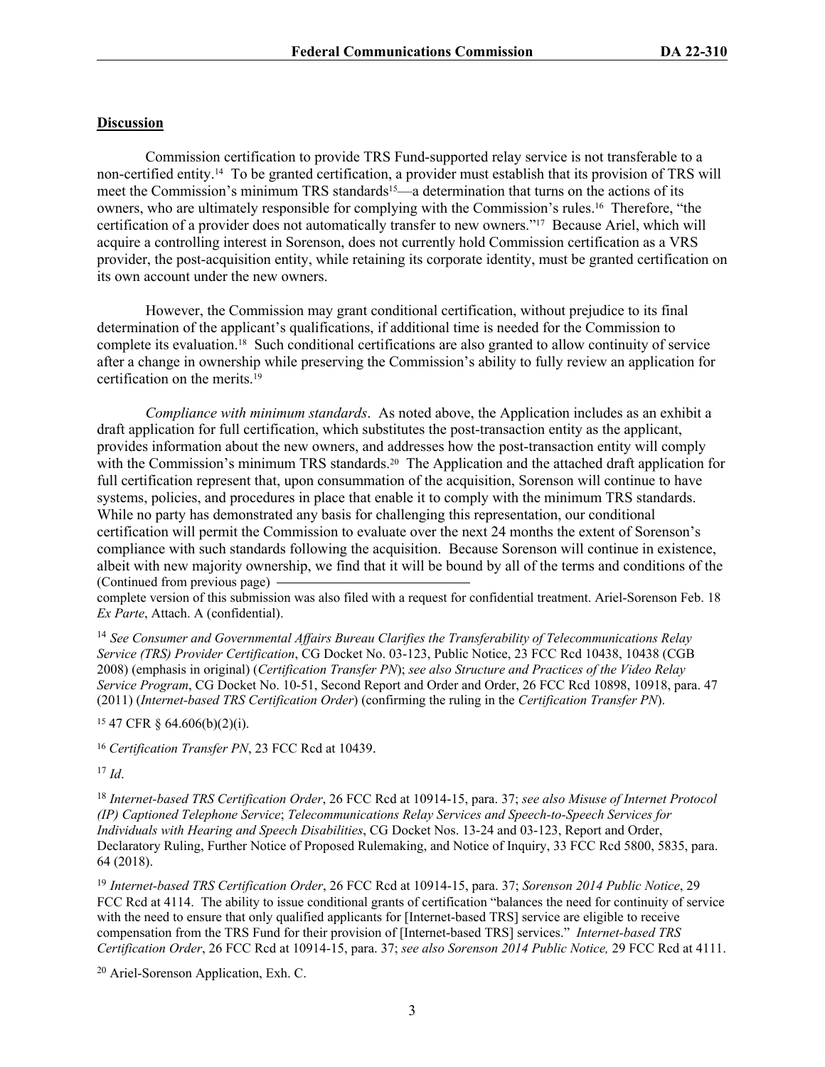**Discussion**

Commission certification to provide TRS Fund-supported relay service is not transferable to a non-certified entity.[14] To be granted certification, a provider must establish that its provision of TRS will meet the Commission's minimum TRS standards[15]—a determination that turns on the actions of its owners, who are ultimately responsible for complying with the Commission's rules.[16] Therefore, "the certification of a provider does not automatically transfer to new owners."[17] Because Ariel, which will acquire a controlling interest in Sorenson, does not currently hold Commission certification as a VRS provider, the post-acquisition entity, while retaining its corporate identity, must be granted certification on its own account under the new owners.

However, the Commission may grant conditional certification, without prejudice to its final determination of the applicant's qualifications, if additional time is needed for the Commission to complete its evaluation.[18] Such conditional certifications are also granted to allow continuity of service after a change in ownership while preserving the Commission's ability to fully review an application for certification on the merits.[19]

*Compliance with minimum standards*. As noted above, the Application includes as an exhibit a draft application for full certification, which substitutes the post-transaction entity as the applicant, provides information about the new owners, and addresses how the post-transaction entity will comply with the Commission's minimum TRS standards.[20] The Application and the attached draft application for full certification represent that, upon consummation of the acquisition, Sorenson will continue to have systems, policies, and procedures in place that enable it to comply with the minimum TRS standards. While no party has demonstrated any basis for challenging this representation, our conditional certification will permit the Commission to evaluate over the next 24 months the extent of Sorenson's compliance with such standards following the acquisition. Because Sorenson will continue in existence, albeit with new majority ownership, we find that it will be bound by all of the terms and conditions of the

(Continued from previous page)

complete version of this submission was also filed with a request for confidential treatment. Ariel-Sorenson Feb. 18 *Ex Parte*, Attach. A (confidential).

[14] *See Consumer and Governmental Affairs Bureau Clarifies the Transferability of Telecommunications Relay Service (TRS) Provider Certification*, CG Docket No. 03-123, Public Notice, 23 FCC Rcd 10438, 10438 (CGB 2008) (emphasis in original) (*Certification Transfer PN*); *see also Structure and Practices of the Video Relay Service Program*, CG Docket No. 10-51, Second Report and Order and Order, 26 FCC Rcd 10898, 10918, para. 47 (2011) (*Internet-based TRS Certification Order*) (confirming the ruling in the *Certification Transfer PN*).

[15] 47 CFR § 64.606(b)(2)(i).

[16] *Certification Transfer PN*, 23 FCC Rcd at 10439.

[17] *Id*.

[18] *Internet-based TRS Certification Order*, 26 FCC Rcd at 10914-15, para. 37; *see also Misuse of Internet Protocol (IP) Captioned Telephone Service*; *Telecommunications Relay Services and Speech-to-Speech Services for Individuals with Hearing and Speech Disabilities*, CG Docket Nos. 13-24 and 03-123, Report and Order, Declaratory Ruling, Further Notice of Proposed Rulemaking, and Notice of Inquiry, 33 FCC Rcd 5800, 5835, para. 64 (2018).

[19] *Internet-based TRS Certification Order*, 26 FCC Rcd at 10914-15, para. 37; *Sorenson 2014 Public Notice*, 29 FCC Rcd at 4114. The ability to issue conditional grants of certification "balances the need for continuity of service with the need to ensure that only qualified applicants for [Internet-based TRS] service are eligible to receive compensation from the TRS Fund for their provision of [Internet-based TRS] services." *Internet-based TRS Certification Order*, 26 FCC Rcd at 10914-15, para. 37; *see also Sorenson 2014 Public Notice,* 29 FCC Rcd at 4111.

[20] Ariel-Sorenson Application, Exh. C.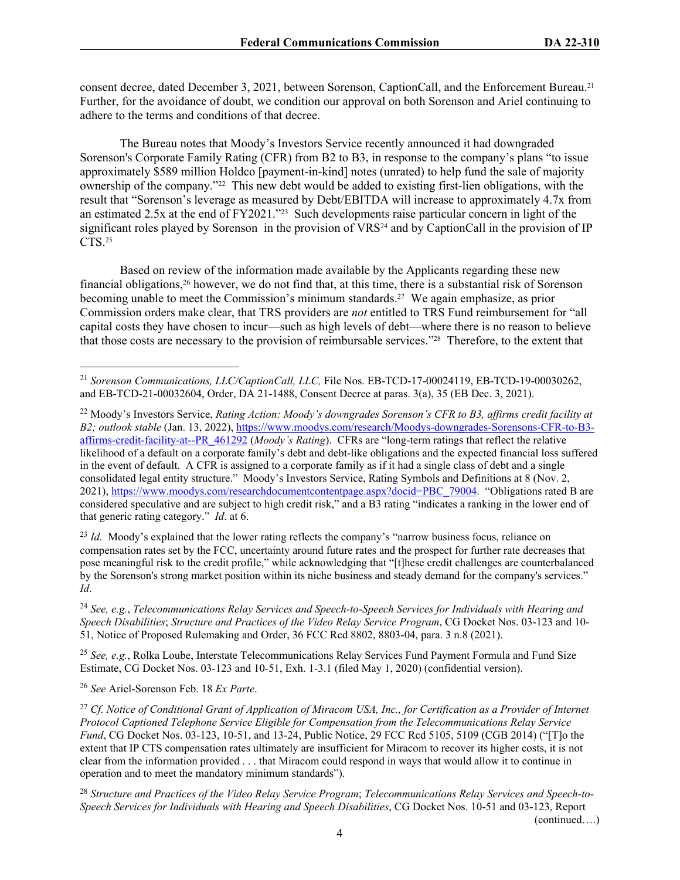consent decree, dated December 3, 2021, between Sorenson, CaptionCall, and the Enforcement Bureau.[21] Further, for the avoidance of doubt, we condition our approval on both Sorenson and Ariel continuing to adhere to the terms and conditions of that decree.

The Bureau notes that Moody's Investors Service recently announced it had downgraded Sorenson's Corporate Family Rating (CFR) from B2 to B3, in response to the company's plans "to issue approximately $589 million Holdco [payment-in-kind] notes (unrated) to help fund the sale of majority ownership of the company."[22] This new debt would be added to existing first-lien obligations, with the result that "Sorenson's leverage as measured by Debt/EBITDA will increase to approximately 4.7x from an estimated 2.5x at the end of FY2021."[23] Such developments raise particular concern in light of the significant roles played by Sorenson in the provision of VRS[24] and by CaptionCall in the provision of IP CTS.[25]

Based on review of the information made available by the Applicants regarding these new financial obligations,[26] however, we do not find that, at this time, there is a substantial risk of Sorenson becoming unable to meet the Commission's minimum standards.[27] We again emphasize, as prior Commission orders make clear, that TRS providers are *not* entitled to TRS Fund reimbursement for "all capital costs they have chosen to incur—such as high levels of debt—where there is no reason to believe that those costs are necessary to the provision of reimbursable services."[28] Therefore, to the extent that

---

[21] *Sorenson Communications, LLC/CaptionCall, LLC,* File Nos. EB-TCD-17-00024119, EB-TCD-19-00030262, and EB-TCD-21-00032604, Order, DA 21-1488, Consent Decree at paras. 3(a), 35 (EB Dec. 3, 2021).

[22] Moody's Investors Service, *Rating Action: Moody's downgrades Sorenson's CFR to B3, affirms credit facility at B2; outlook stable* (Jan. 13, 2022), https://www.moodys.com/research/Moodys-downgrades-Sorensons-CFR-to-B3-affirms-credit-facility-at--PR_461292 (*Moody's Rating*). CFRs are "long-term ratings that reflect the relative likelihood of a default on a corporate family's debt and debt-like obligations and the expected financial loss suffered in the event of default. A CFR is assigned to a corporate family as if it had a single class of debt and a single consolidated legal entity structure." Moody's Investors Service, Rating Symbols and Definitions at 8 (Nov. 2, 2021), https://www.moodys.com/researchdocumentcontentpage.aspx?docid=PBC_79004. "Obligations rated B are considered speculative and are subject to high credit risk," and a B3 rating "indicates a ranking in the lower end of that generic rating category." *Id*. at 6.

[23] *Id.* Moody's explained that the lower rating reflects the company's "narrow business focus, reliance on compensation rates set by the FCC, uncertainty around future rates and the prospect for further rate decreases that pose meaningful risk to the credit profile," while acknowledging that "[t]hese credit challenges are counterbalanced by the Sorenson's strong market position within its niche business and steady demand for the company's services." *Id*.

[24] *See, e.g.*, *Telecommunications Relay Services and Speech-to-Speech Services for Individuals with Hearing and Speech Disabilities*; *Structure and Practices of the Video Relay Service Program*, CG Docket Nos. 03-123 and 10-51, Notice of Proposed Rulemaking and Order, 36 FCC Rcd 8802, 8803-04, para. 3 n.8 (2021).

[25] *See, e.g.*, Rolka Loube, Interstate Telecommunications Relay Services Fund Payment Formula and Fund Size Estimate, CG Docket Nos. 03-123 and 10-51, Exh. 1-3.1 (filed May 1, 2020) (confidential version).

[26] *See* Ariel-Sorenson Feb. 18 *Ex Parte*.

[27] *Cf. Notice of Conditional Grant of Application of Miracom USA, Inc., for Certification as a Provider of Internet Protocol Captioned Telephone Service Eligible for Compensation from the Telecommunications Relay Service Fund*, CG Docket Nos. 03-123, 10-51, and 13-24, Public Notice, 29 FCC Rcd 5105, 5109 (CGB 2014) ("[T]o the extent that IP CTS compensation rates ultimately are insufficient for Miracom to recover its higher costs, it is not clear from the information provided . . . that Miracom could respond in ways that would allow it to continue in operation and to meet the mandatory minimum standards").

[28] *Structure and Practices of the Video Relay Service Program*; *Telecommunications Relay Services and Speech-to-Speech Services for Individuals with Hearing and Speech Disabilities*, CG Docket Nos. 10-51 and 03-123, Report

(continued….)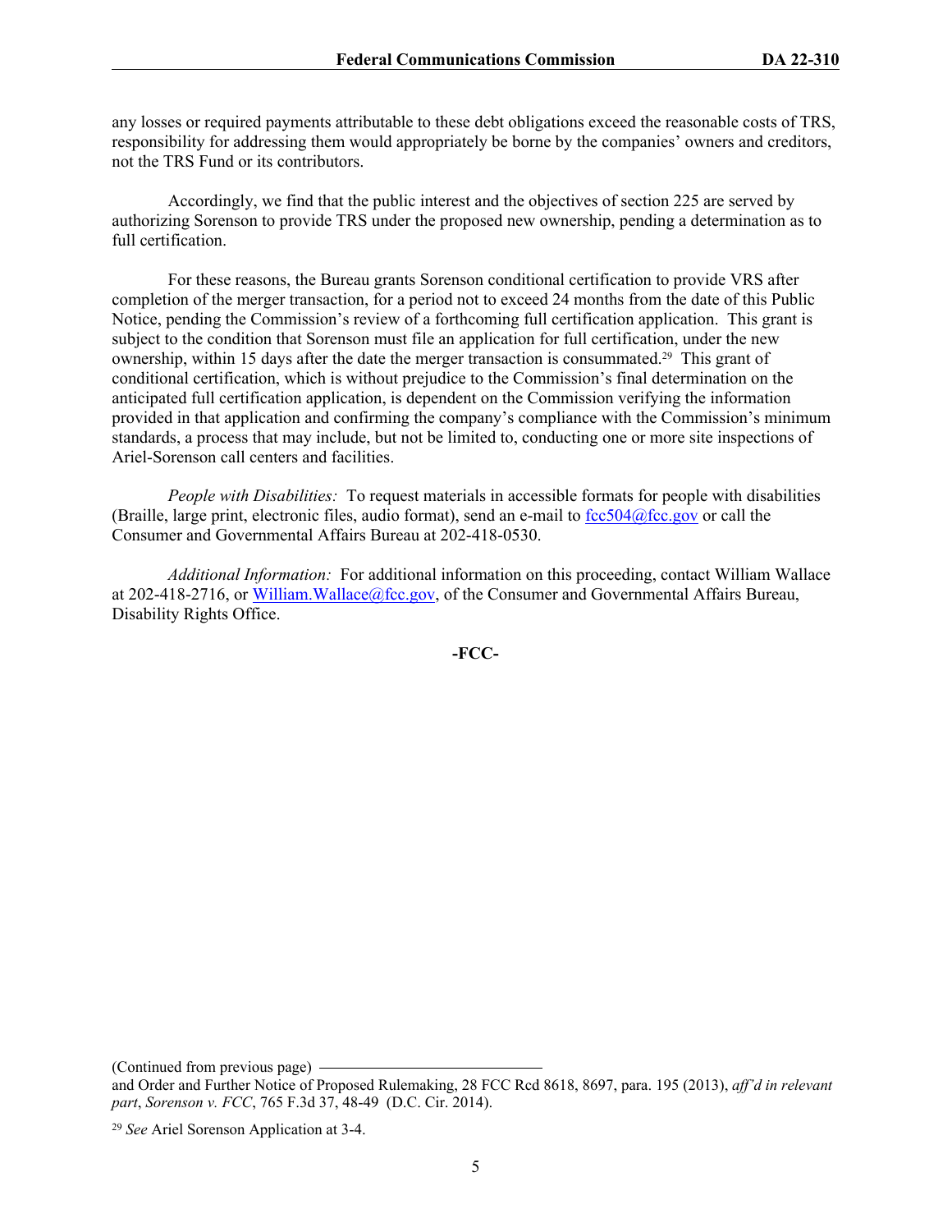any losses or required payments attributable to these debt obligations exceed the reasonable costs of TRS, responsibility for addressing them would appropriately be borne by the companies' owners and creditors, not the TRS Fund or its contributors.

Accordingly, we find that the public interest and the objectives of section 225 are served by authorizing Sorenson to provide TRS under the proposed new ownership, pending a determination as to full certification.

For these reasons, the Bureau grants Sorenson conditional certification to provide VRS after completion of the merger transaction, for a period not to exceed 24 months from the date of this Public Notice, pending the Commission's review of a forthcoming full certification application. This grant is subject to the condition that Sorenson must file an application for full certification, under the new ownership, within 15 days after the date the merger transaction is consummated.[29] This grant of conditional certification, which is without prejudice to the Commission's final determination on the anticipated full certification application, is dependent on the Commission verifying the information provided in that application and confirming the company's compliance with the Commission's minimum standards, a process that may include, but not be limited to, conducting one or more site inspections of Ariel-Sorenson call centers and facilities.

*People with Disabilities:* To request materials in accessible formats for people with disabilities (Braille, large print, electronic files, audio format), send an e-mail to fcc504@fcc.gov or call the Consumer and Governmental Affairs Bureau at 202-418-0530.

*Additional Information:* For additional information on this proceeding, contact William Wallace at 202-418-2716, or William.Wallace@fcc.gov, of the Consumer and Governmental Affairs Bureau, Disability Rights Office.

**-FCC-**

(Continued from previous page)
and Order and Further Notice of Proposed Rulemaking, 28 FCC Rcd 8618, 8697, para. 195 (2013), *aff'd in relevant part*, *Sorenson v. FCC*, 765 F.3d 37, 48-49 (D.C. Cir. 2014).

[29] *See* Ariel Sorenson Application at 3-4.